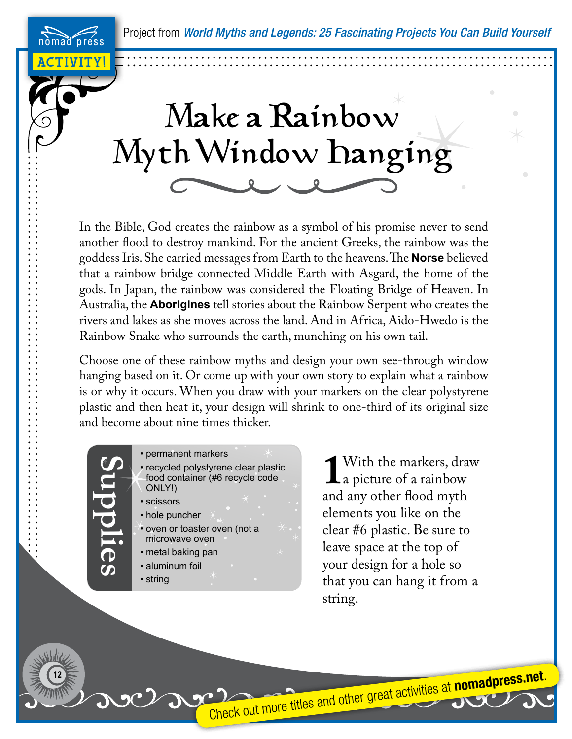Project from *World Myths and Legends: 25 Fascinating Projects You Can Build Yourself*

# Make a Rainbow Myth Window Hanging

In the Bible, God creates the rainbow as a symbol of his promise never to send another flood to destroy mankind. For the ancient Greeks, the rainbow was the goddess Iris. She carried messages from Earth to the heavens. The **Norse** believed that a rainbow bridge connected Middle Earth with Asgard, the home of the gods. In Japan, the rainbow was considered the Floating Bridge of Heaven. In Australia, the **Aborigines** tell stories about the Rainbow Serpent who creates the rivers and lakes as she moves across the land. And in Africa, Aido-Hwedo is the Rainbow Snake who surrounds the earth, munching on his own tail.

Choose one of these rainbow myths and design your own see-through window hanging based on it. Or come up with your own story to explain what a rainbow is or why it occurs. When you draw with your markers on the clear polystyrene plastic and then heat it, your design will shrink to one-third of its original size and become about nine times thicker.

## Supplies

- permanent markers
- recycled polystyrene clear plastic food container (#6 recycle code ONLY!)
- scissors
- hole puncher
- oven or toaster oven (not a microwave oven
- metal baking pan
- aluminum foil
- string

**1** With the markers, draw a picture of a rainbow and any other flood myth elements you like on the clear #6 plastic. Be sure to leave space at the top of your design for a hole so that you can hang it from a string.

Check out more titles and other great activities at **nomadpress.net**.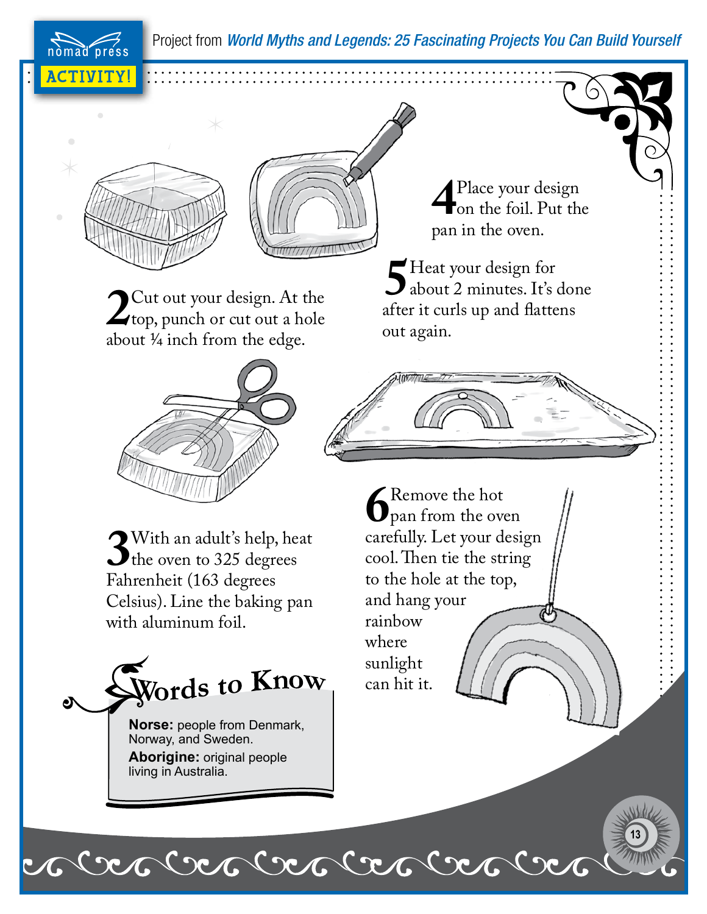Project from *World Myths and Legends: 25 Fascinating Projects You Can Build Yourself*

**ACTIVITY!**

**2** Cut out your design. At the top, punch or cut out a hole about ¼ inch from the edge.

**3** With an adult's help, heat the oven to 325 degrees Fahrenheit (163 degrees Celsius). Line the baking pan with aluminum foil.

**4** Place your design on the foil. Put the pan in the oven.

**5** Heat your design for about 2 minutes. It's done after it curls up and flattens out again.

**6** Remove the hot pan from the oven carefully. Let your design cool. Then tie the string to the hole at the top, and hang your rainbow where sunlight can hit it.

## Words to Know

**Norse:** people from Denmark, Norway, and Sweden.

**Aborigine:** original people living in Australia.